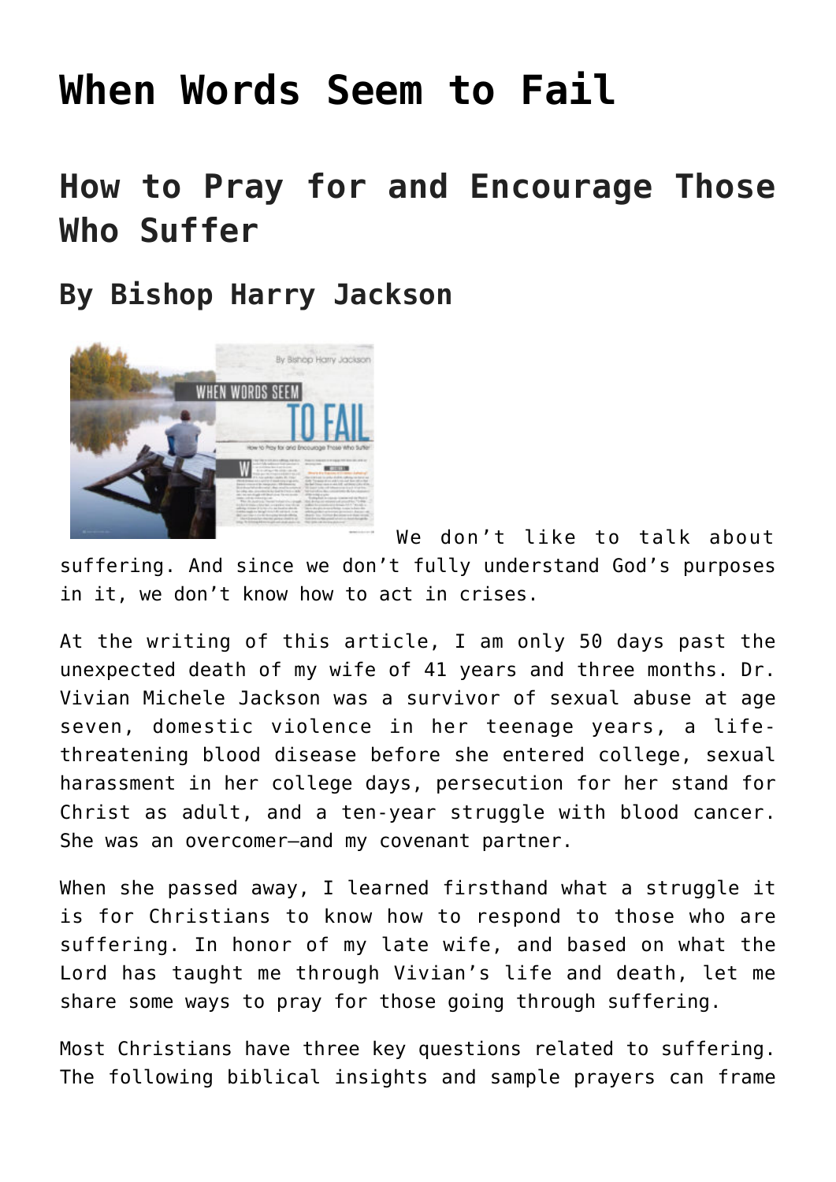# When Words Seem to Fail

## How to Pray for and Encourage Those Who Suffer

### By Bishop Harry Jackson

We don't like to talk about suffering. And since we don't fully understand God's purposes in it, we don't know how to act in crises.

At the writing of this article, I am only 50 days past the unexpected death of my wife of 41 years and three months. Dr. Vivian Michele Jackson was a survivor of sexual abuse at age seven, domestic violence in her teenage years, a life-threatening blood disease before she entered college, sexual harassment in her college days, persecution for her stand for Christ as adult, and a ten-year struggle with blood cancer. She was an overcomer—and my covenant partner.

When she passed away, I learned firsthand what a struggle it is for Christians to know how to respond to those who are suffering. In honor of my late wife, and based on what the Lord has taught me through Vivian's life and death, let me share some ways to pray for those going through suffering.

Most Christians have three key questions related to suffering. The following biblical insights and sample prayers can frame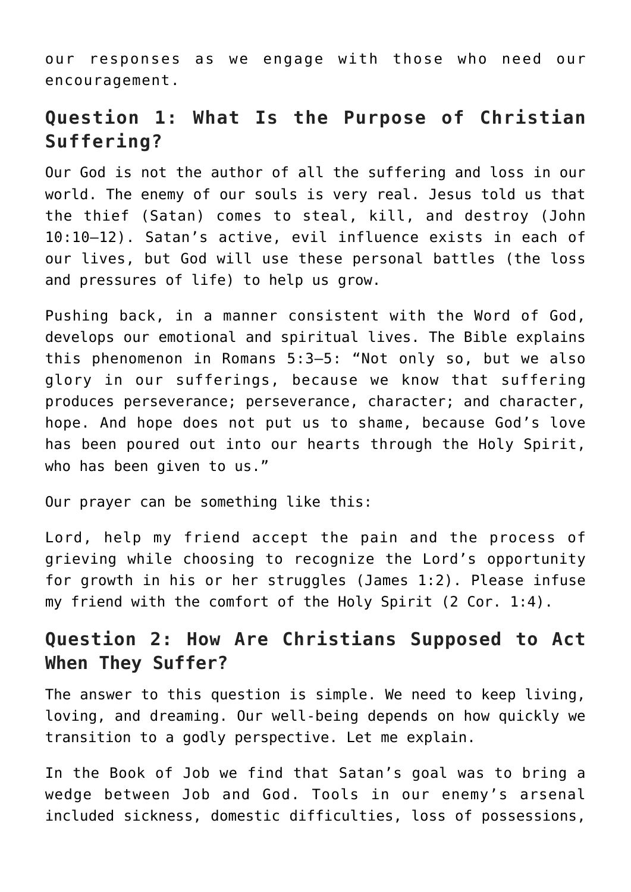our responses as we engage with those who need our encouragement.

## Question 1: What Is the Purpose of Christian Suffering?

Our God is not the author of all the suffering and loss in our world. The enemy of our souls is very real. Jesus told us that the thief (Satan) comes to steal, kill, and destroy (John 10:10–12). Satan's active, evil influence exists in each of our lives, but God will use these personal battles (the loss and pressures of life) to help us grow.

Pushing back, in a manner consistent with the Word of God, develops our emotional and spiritual lives. The Bible explains this phenomenon in Romans 5:3–5: "Not only so, but we also glory in our sufferings, because we know that suffering produces perseverance; perseverance, character; and character, hope. And hope does not put us to shame, because God's love has been poured out into our hearts through the Holy Spirit, who has been given to us."

Our prayer can be something like this:

Lord, help my friend accept the pain and the process of grieving while choosing to recognize the Lord's opportunity for growth in his or her struggles (James 1:2). Please infuse my friend with the comfort of the Holy Spirit (2 Cor. 1:4).

## Question 2: How Are Christians Supposed to Act When They Suffer?

The answer to this question is simple. We need to keep living, loving, and dreaming. Our well-being depends on how quickly we transition to a godly perspective. Let me explain.

In the Book of Job we find that Satan's goal was to bring a wedge between Job and God. Tools in our enemy's arsenal included sickness, domestic difficulties, loss of possessions,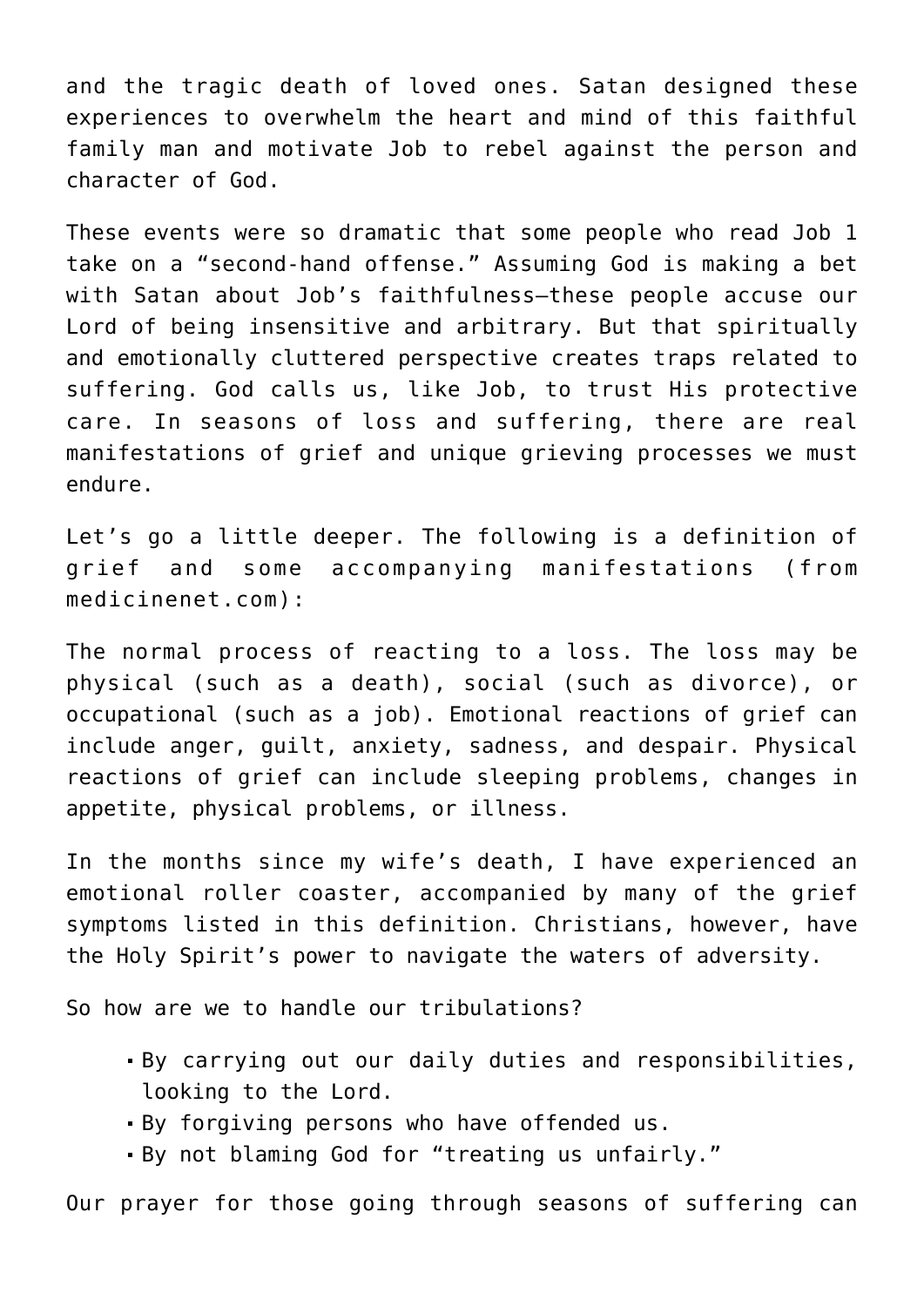and the tragic death of loved ones. Satan designed these experiences to overwhelm the heart and mind of this faithful family man and motivate Job to rebel against the person and character of God.

These events were so dramatic that some people who read Job 1 take on a "second-hand offense." Assuming God is making a bet with Satan about Job's faithfulness—these people accuse our Lord of being insensitive and arbitrary. But that spiritually and emotionally cluttered perspective creates traps related to suffering. God calls us, like Job, to trust His protective care. In seasons of loss and suffering, there are real manifestations of grief and unique grieving processes we must endure.

Let's go a little deeper. The following is a definition of grief and some accompanying manifestations (from medicinenet.com):

The normal process of reacting to a loss. The loss may be physical (such as a death), social (such as divorce), or occupational (such as a job). Emotional reactions of grief can include anger, guilt, anxiety, sadness, and despair. Physical reactions of grief can include sleeping problems, changes in appetite, physical problems, or illness.

In the months since my wife's death, I have experienced an emotional roller coaster, accompanied by many of the grief symptoms listed in this definition. Christians, however, have the Holy Spirit's power to navigate the waters of adversity.

So how are we to handle our tribulations?

- By carrying out our daily duties and responsibilities, looking to the Lord.
- By forgiving persons who have offended us.
- By not blaming God for "treating us unfairly."

Our prayer for those going through seasons of suffering can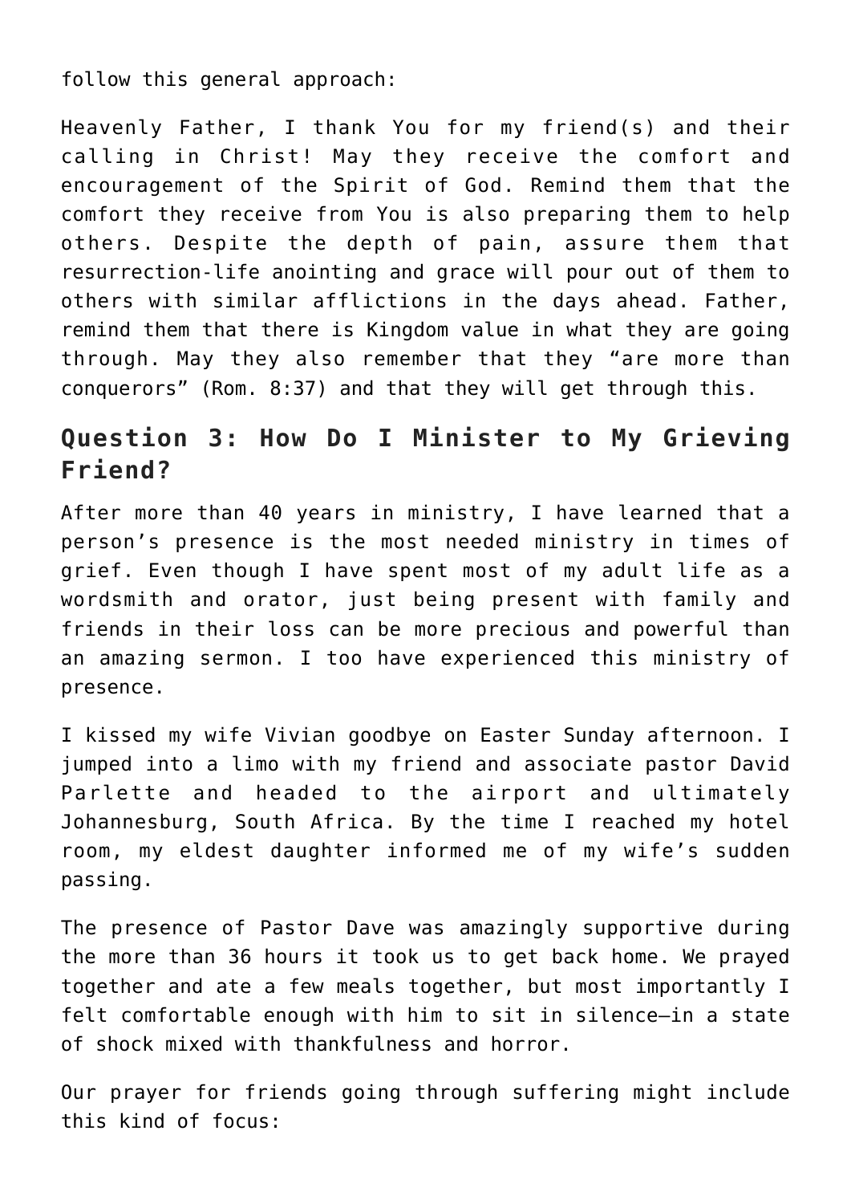follow this general approach:

Heavenly Father, I thank You for my friend(s) and their calling in Christ! May they receive the comfort and encouragement of the Spirit of God. Remind them that the comfort they receive from You is also preparing them to help others. Despite the depth of pain, assure them that resurrection-life anointing and grace will pour out of them to others with similar afflictions in the days ahead. Father, remind them that there is Kingdom value in what they are going through. May they also remember that they "are more than conquerors" (Rom. 8:37) and that they will get through this.

## Question 3: How Do I Minister to My Grieving Friend?

After more than 40 years in ministry, I have learned that a person's presence is the most needed ministry in times of grief. Even though I have spent most of my adult life as a wordsmith and orator, just being present with family and friends in their loss can be more precious and powerful than an amazing sermon. I too have experienced this ministry of presence.

I kissed my wife Vivian goodbye on Easter Sunday afternoon. I jumped into a limo with my friend and associate pastor David Parlette and headed to the airport and ultimately Johannesburg, South Africa. By the time I reached my hotel room, my eldest daughter informed me of my wife's sudden passing.

The presence of Pastor Dave was amazingly supportive during the more than 36 hours it took us to get back home. We prayed together and ate a few meals together, but most importantly I felt comfortable enough with him to sit in silence—in a state of shock mixed with thankfulness and horror.

Our prayer for friends going through suffering might include this kind of focus: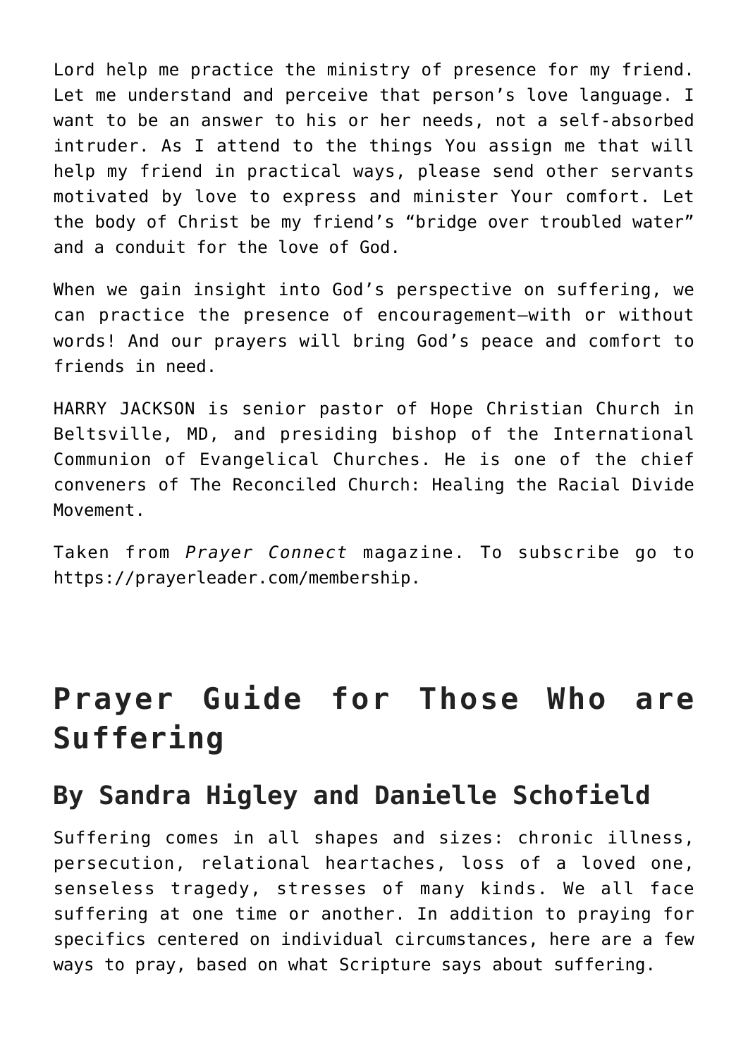Lord help me practice the ministry of presence for my friend. Let me understand and perceive that person's love language. I want to be an answer to his or her needs, not a self-absorbed intruder. As I attend to the things You assign me that will help my friend in practical ways, please send other servants motivated by love to express and minister Your comfort. Let the body of Christ be my friend's "bridge over troubled water" and a conduit for the love of God.

When we gain insight into God's perspective on suffering, we can practice the presence of encouragement—with or without words! And our prayers will bring God's peace and comfort to friends in need.

HARRY JACKSON is senior pastor of Hope Christian Church in Beltsville, MD, and presiding bishop of the International Communion of Evangelical Churches. He is one of the chief conveners of The Reconciled Church: Healing the Racial Divide Movement.

Taken from *Prayer Connect* magazine. To subscribe go to https://prayerleader.com/membership.

# Prayer Guide for Those Who are Suffering

## By Sandra Higley and Danielle Schofield

Suffering comes in all shapes and sizes: chronic illness, persecution, relational heartaches, loss of a loved one, senseless tragedy, stresses of many kinds. We all face suffering at one time or another. In addition to praying for specifics centered on individual circumstances, here are a few ways to pray, based on what Scripture says about suffering.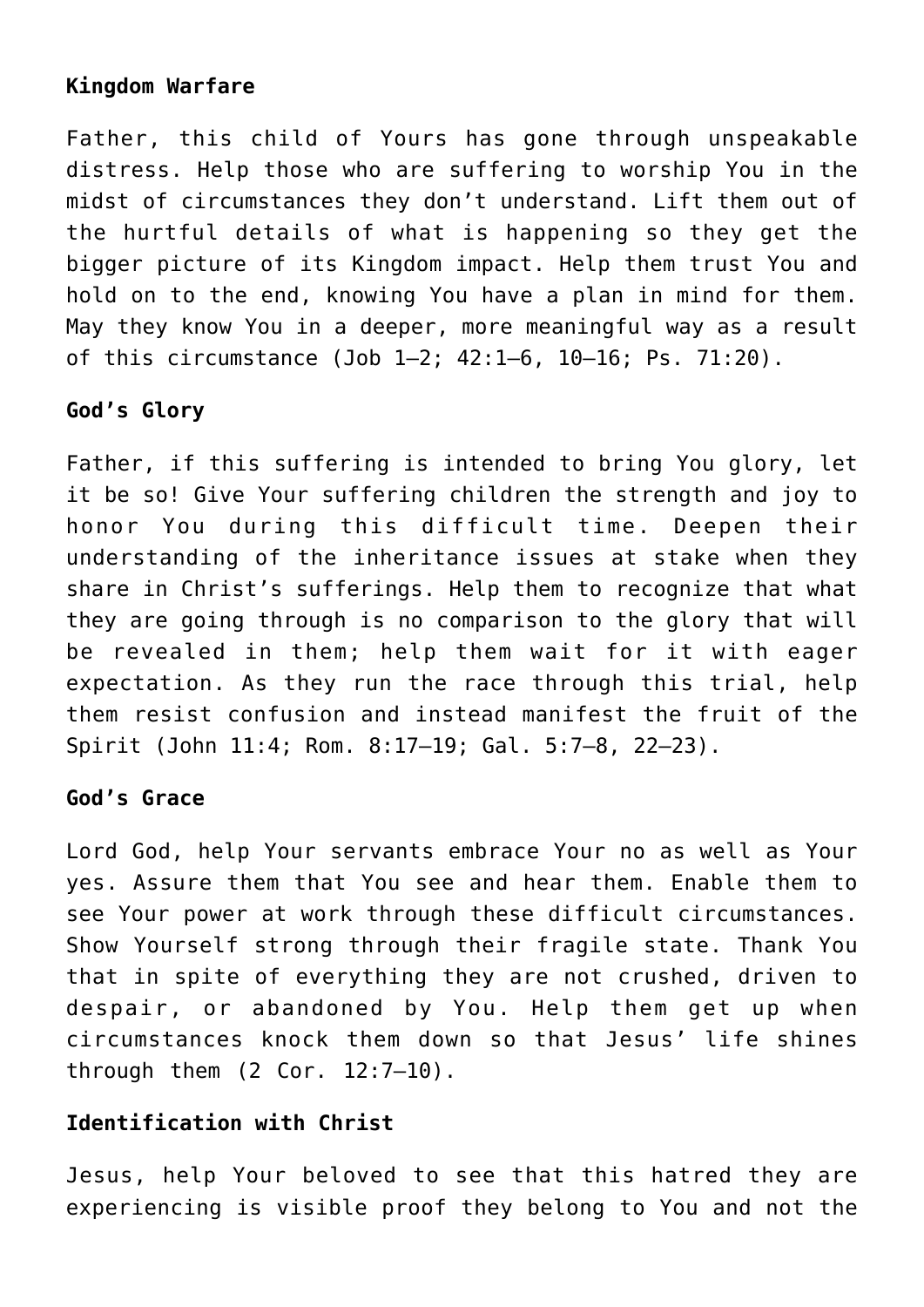**Kingdom Warfare**

Father, this child of Yours has gone through unspeakable distress. Help those who are suffering to worship You in the midst of circumstances they don't understand. Lift them out of the hurtful details of what is happening so they get the bigger picture of its Kingdom impact. Help them trust You and hold on to the end, knowing You have a plan in mind for them. May they know You in a deeper, more meaningful way as a result of this circumstance (Job 1–2; 42:1–6, 10–16; Ps. 71:20).

**God's Glory**

Father, if this suffering is intended to bring You glory, let it be so! Give Your suffering children the strength and joy to honor You during this difficult time. Deepen their understanding of the inheritance issues at stake when they share in Christ's sufferings. Help them to recognize that what they are going through is no comparison to the glory that will be revealed in them; help them wait for it with eager expectation. As they run the race through this trial, help them resist confusion and instead manifest the fruit of the Spirit (John 11:4; Rom. 8:17–19; Gal. 5:7–8, 22–23).

**God's Grace**

Lord God, help Your servants embrace Your no as well as Your yes. Assure them that You see and hear them. Enable them to see Your power at work through these difficult circumstances. Show Yourself strong through their fragile state. Thank You that in spite of everything they are not crushed, driven to despair, or abandoned by You. Help them get up when circumstances knock them down so that Jesus' life shines through them (2 Cor. 12:7–10).

**Identification with Christ**

Jesus, help Your beloved to see that this hatred they are experiencing is visible proof they belong to You and not the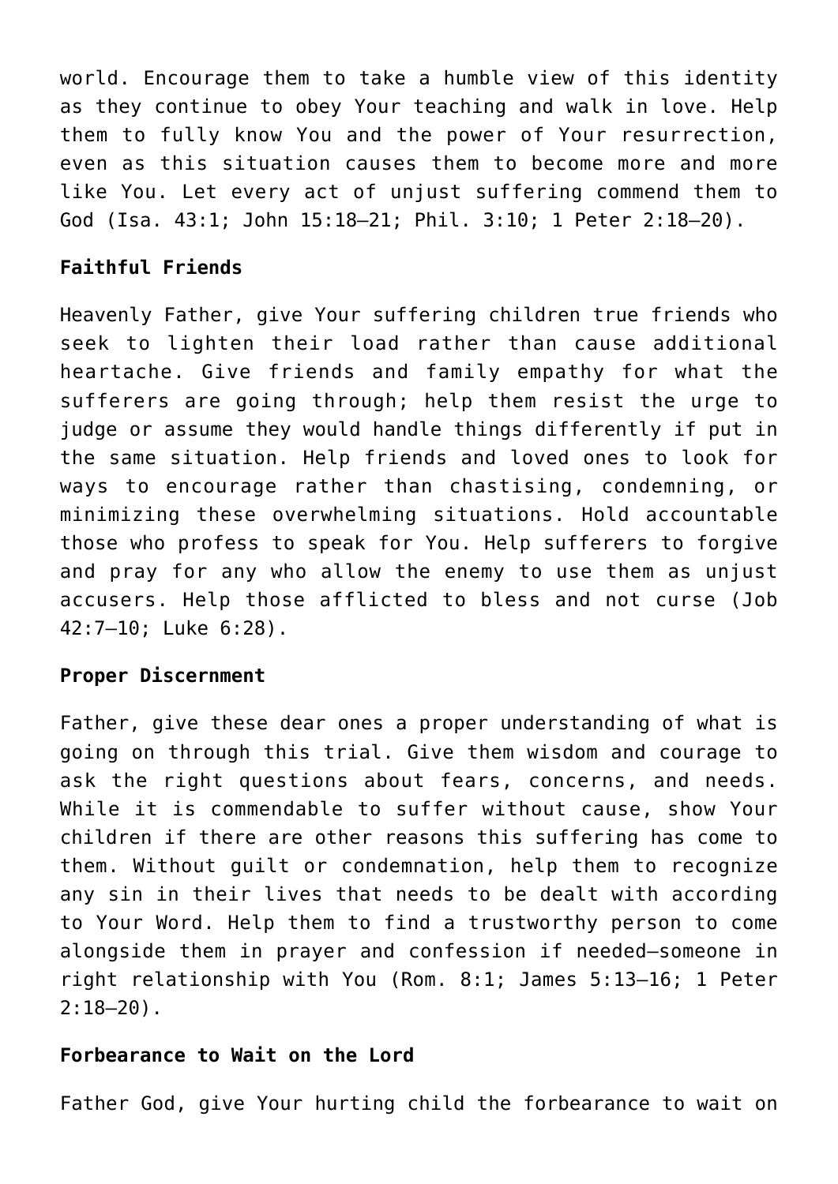world. Encourage them to take a humble view of this identity as they continue to obey Your teaching and walk in love. Help them to fully know You and the power of Your resurrection, even as this situation causes them to become more and more like You. Let every act of unjust suffering commend them to God (Isa. 43:1; John 15:18–21; Phil. 3:10; 1 Peter 2:18–20).

**Faithful Friends**

Heavenly Father, give Your suffering children true friends who seek to lighten their load rather than cause additional heartache. Give friends and family empathy for what the sufferers are going through; help them resist the urge to judge or assume they would handle things differently if put in the same situation. Help friends and loved ones to look for ways to encourage rather than chastising, condemning, or minimizing these overwhelming situations. Hold accountable those who profess to speak for You. Help sufferers to forgive and pray for any who allow the enemy to use them as unjust accusers. Help those afflicted to bless and not curse (Job 42:7–10; Luke 6:28).

**Proper Discernment**

Father, give these dear ones a proper understanding of what is going on through this trial. Give them wisdom and courage to ask the right questions about fears, concerns, and needs. While it is commendable to suffer without cause, show Your children if there are other reasons this suffering has come to them. Without guilt or condemnation, help them to recognize any sin in their lives that needs to be dealt with according to Your Word. Help them to find a trustworthy person to come alongside them in prayer and confession if needed—someone in right relationship with You (Rom. 8:1; James 5:13–16; 1 Peter 2:18–20).

**Forbearance to Wait on the Lord**

Father God, give Your hurting child the forbearance to wait on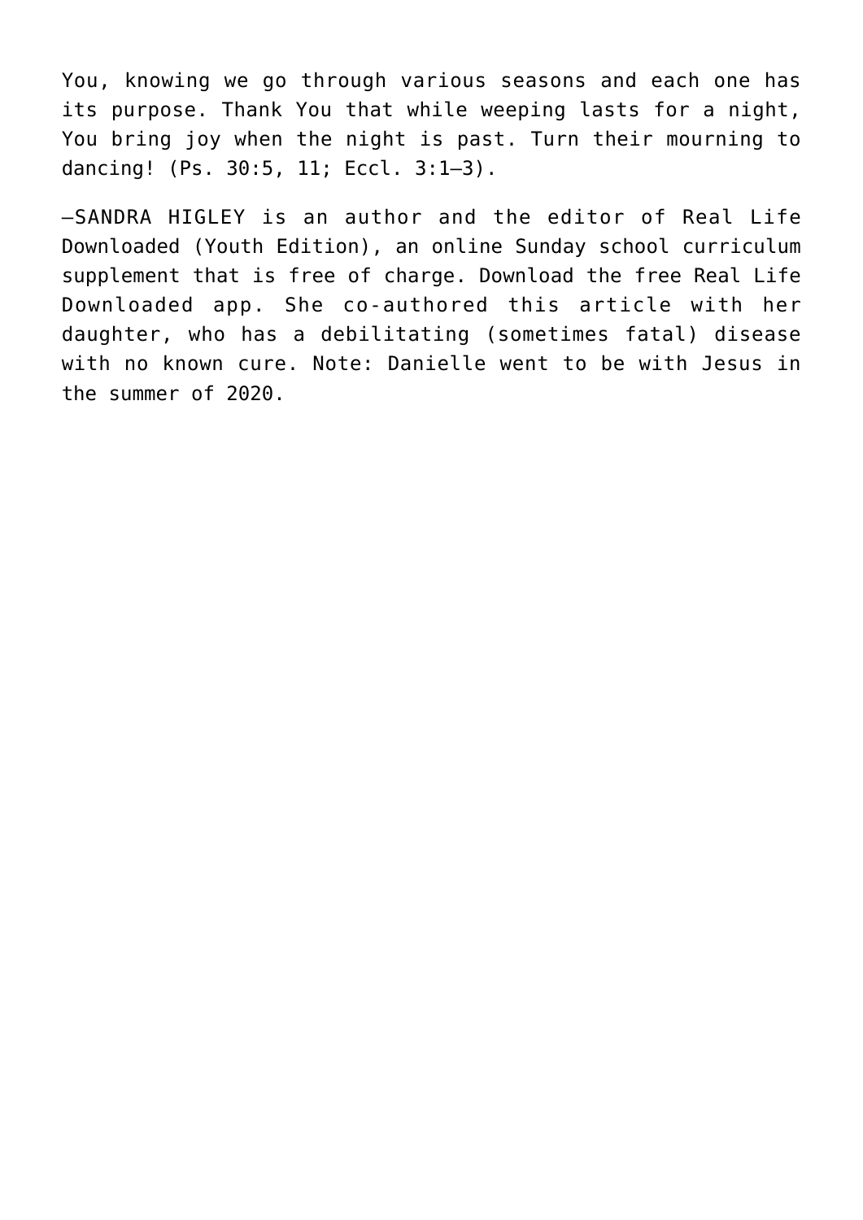You, knowing we go through various seasons and each one has its purpose. Thank You that while weeping lasts for a night, You bring joy when the night is past. Turn their mourning to dancing! (Ps. 30:5, 11; Eccl. 3:1–3).

—SANDRA HIGLEY is an author and the editor of Real Life Downloaded (Youth Edition), an online Sunday school curriculum supplement that is free of charge. Download the free Real Life Downloaded app. She co-authored this article with her daughter, who has a debilitating (sometimes fatal) disease with no known cure. Note: Danielle went to be with Jesus in the summer of 2020.